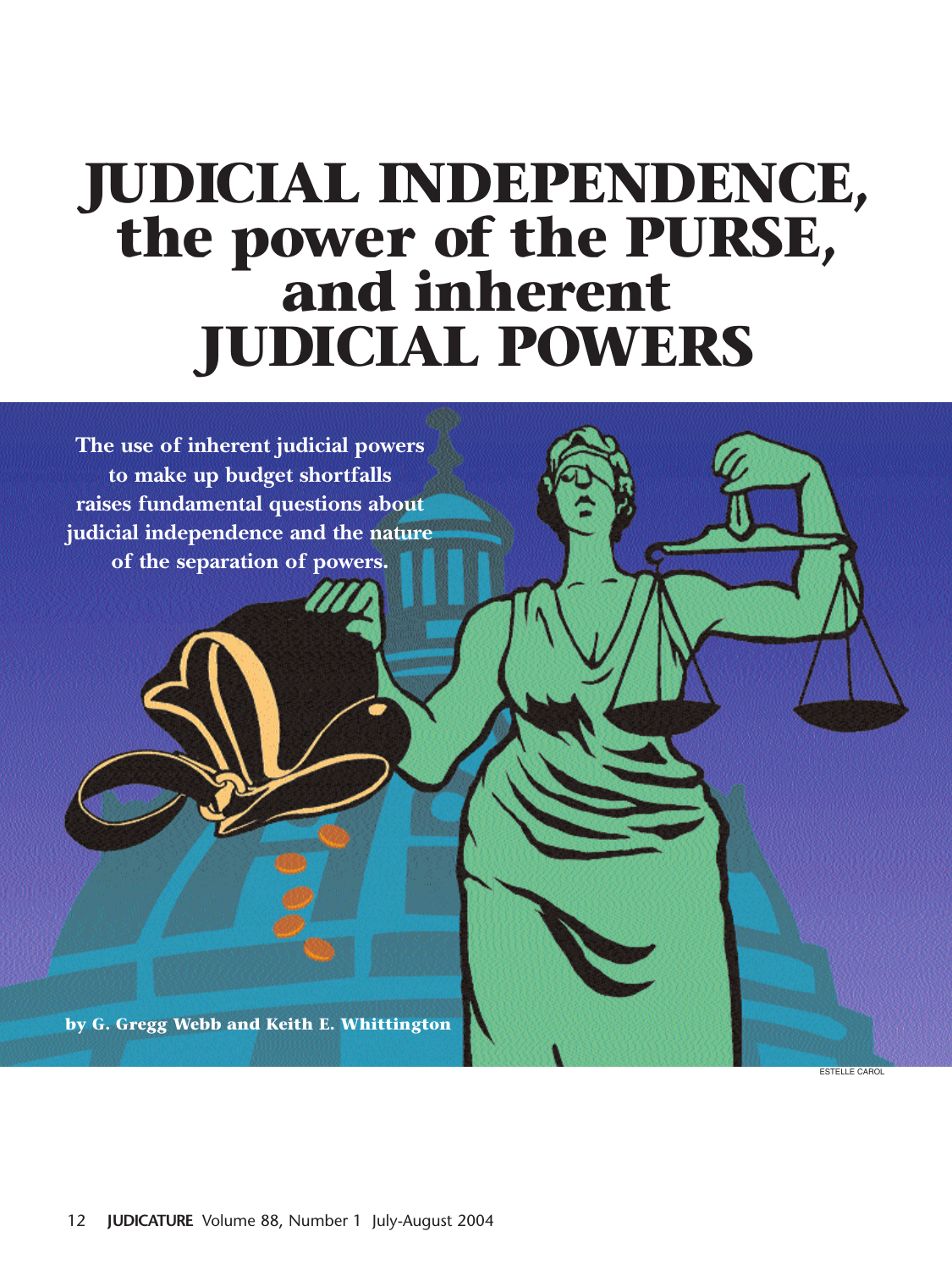# JUDICIAL INDEPENDENCE, the power of the PURSE, and inherent JUDICIAL POWERS

**The use of inherent judicial powers to make up budget shortfalls raises fundamental questions about judicial independence and the nature of the separation of powers.**

**by G. Gregg Webb and Keith E. Whittington**

ESTELLE CAROL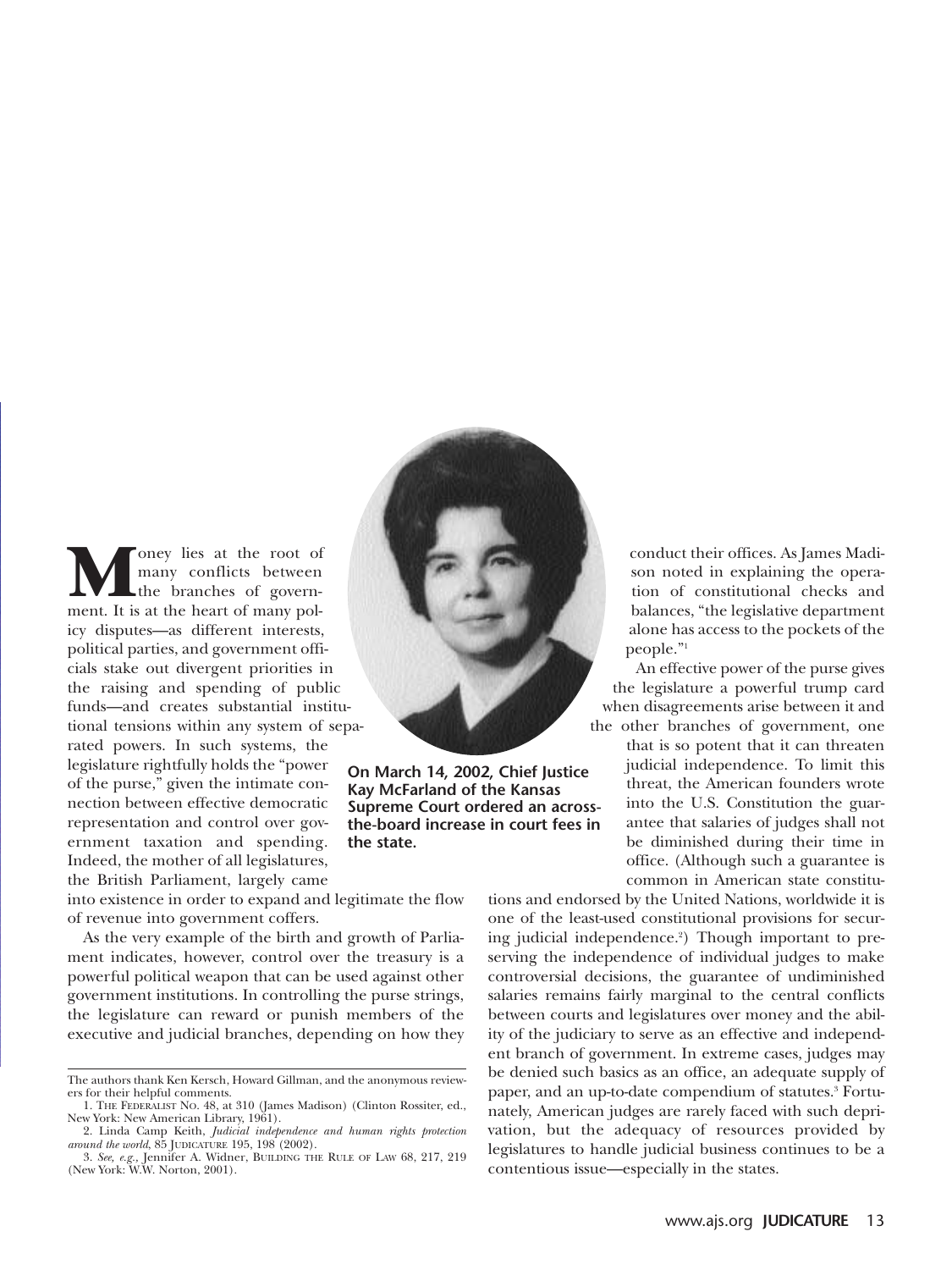Money lies at the root of many conflicts between the branches of government. It is at the heart of many policy disputes—as different interests, political parties, and government officials stake out divergent priorities in the raising and spending of public funds—and creates substantial institutional tensions within any system of separated powers. In such systems, the legislature rightfully holds the "power of the purse," given the intimate connection between effective democratic representation and control over government taxation and spending. Indeed, the mother of all legislatures, the British Parliament, largely came into existence in order to expand and legitimate the flow of revenue into government coffers.

On March 14, 2002, Chief Justice Kay McFarland of the Kansas Supreme Court ordered an across-the-board increase in court fees in the state.

As the very example of the birth and growth of Parliament indicates, however, control over the treasury is a powerful political weapon that can be used against other government institutions. In controlling the purse strings, the legislature can reward or punish members of the executive and judicial branches, depending on how they conduct their offices. As James Madison noted in explaining the operation of constitutional checks and balances, "the legislative department alone has access to the pockets of the people."[1]

An effective power of the purse gives the legislature a powerful trump card when disagreements arise between it and the other branches of government, one that is so potent that it can threaten judicial independence. To limit this threat, the American founders wrote into the U.S. Constitution the guarantee that salaries of judges shall not be diminished during their time in office. (Although such a guarantee is common in American state constitutions and endorsed by the United Nations, worldwide it is one of the least-used constitutional provisions for securing judicial independence.[2]) Though important to preserving the independence of individual judges to make controversial decisions, the guarantee of undiminished salaries remains fairly marginal to the central conflicts between courts and legislatures over money and the ability of the judiciary to serve as an effective and independent branch of government. In extreme cases, judges may be denied such basics as an office, an adequate supply of paper, and an up-to-date compendium of statutes.[3] Fortunately, American judges are rarely faced with such deprivation, but the adequacy of resources provided by legislatures to handle judicial business continues to be a contentious issue—especially in the states.

---

The authors thank Ken Kersch, Howard Gillman, and the anonymous reviewers for their helpful comments.

1. The Federalist No. 48, at 310 (James Madison) (Clinton Rossiter, ed., New York: New American Library, 1961).

2. Linda Camp Keith, *Judicial independence and human rights protection around the world*, 85 Judicature 195, 198 (2002).

3. *See, e.g.*, Jennifer A. Widner, Building the Rule of Law 68, 217, 219 (New York: W.W. Norton, 2001).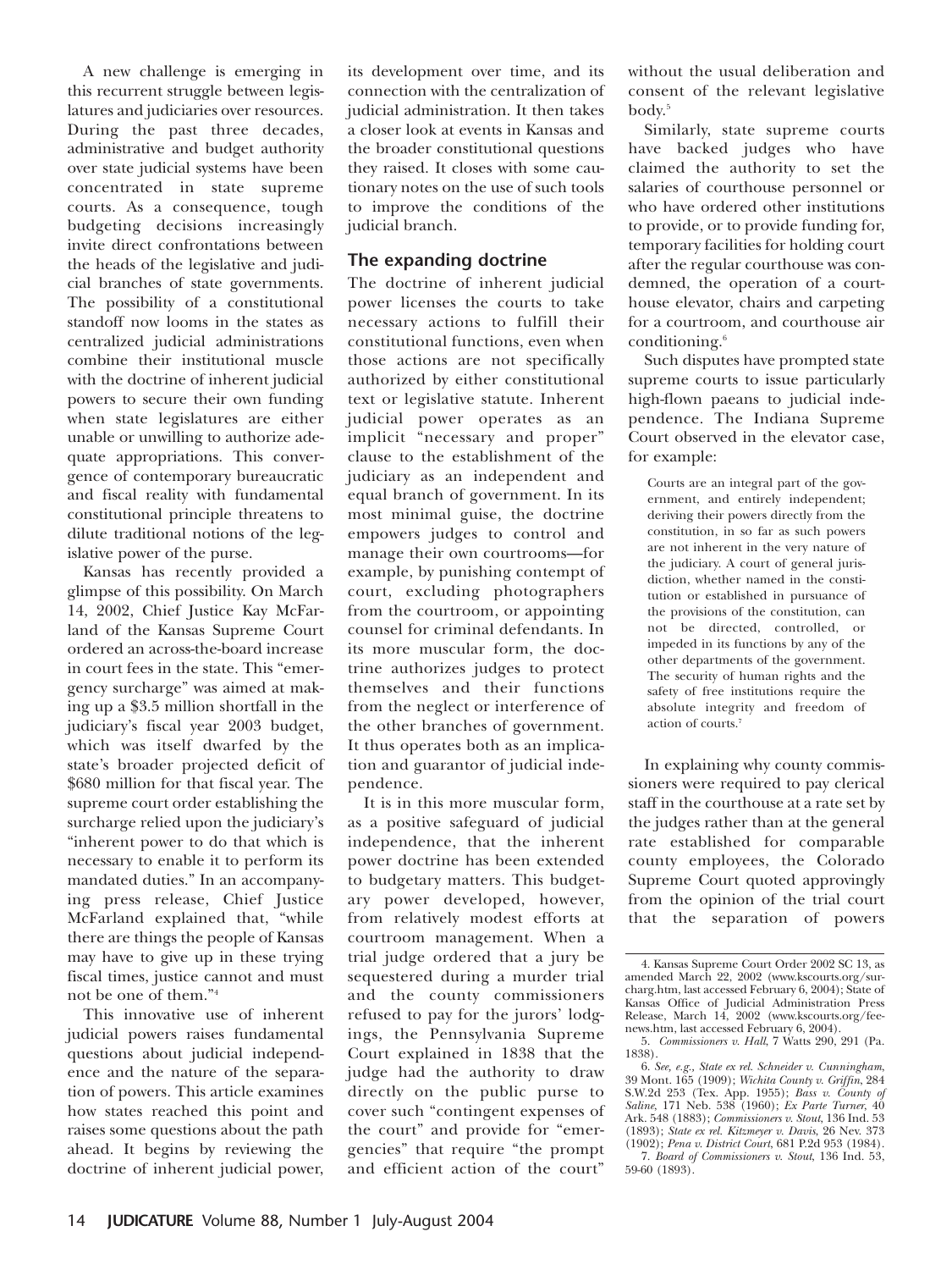A new challenge is emerging in this recurrent struggle between legislatures and judiciaries over resources. During the past three decades, administrative and budget authority over state judicial systems have been concentrated in state supreme courts. As a consequence, tough budgeting decisions increasingly invite direct confrontations between the heads of the legislative and judicial branches of state governments. The possibility of a constitutional standoff now looms in the states as centralized judicial administrations combine their institutional muscle with the doctrine of inherent judicial powers to secure their own funding when state legislatures are either unable or unwilling to authorize adequate appropriations. This convergence of contemporary bureaucratic and fiscal reality with fundamental constitutional principle threatens to dilute traditional notions of the legislative power of the purse.

Kansas has recently provided a glimpse of this possibility. On March 14, 2002, Chief Justice Kay McFarland of the Kansas Supreme Court ordered an across-the-board increase in court fees in the state. This "emergency surcharge" was aimed at making up a $3.5 million shortfall in the judiciary's fiscal year 2003 budget, which was itself dwarfed by the state's broader projected deficit of $680 million for that fiscal year. The supreme court order establishing the surcharge relied upon the judiciary's "inherent power to do that which is necessary to enable it to perform its mandated duties." In an accompanying press release, Chief Justice McFarland explained that, "while there are things the people of Kansas may have to give up in these trying fiscal times, justice cannot and must not be one of them."[4]

This innovative use of inherent judicial powers raises fundamental questions about judicial independence and the nature of the separation of powers. This article examines how states reached this point and raises some questions about the path ahead. It begins by reviewing the doctrine of inherent judicial power, its development over time, and its connection with the centralization of judicial administration. It then takes a closer look at events in Kansas and the broader constitutional questions they raised. It closes with some cautionary notes on the use of such tools to improve the conditions of the judicial branch.

## The expanding doctrine

The doctrine of inherent judicial power licenses the courts to take necessary actions to fulfill their constitutional functions, even when those actions are not specifically authorized by either constitutional text or legislative statute. Inherent judicial power operates as an implicit "necessary and proper" clause to the establishment of the judiciary as an independent and equal branch of government. In its most minimal guise, the doctrine empowers judges to control and manage their own courtrooms—for example, by punishing contempt of court, excluding photographers from the courtroom, or appointing counsel for criminal defendants. In its more muscular form, the doctrine authorizes judges to protect themselves and their functions from the neglect or interference of the other branches of government. It thus operates both as an implication and guarantor of judicial independence.

It is in this more muscular form, as a positive safeguard of judicial independence, that the inherent power doctrine has been extended to budgetary matters. This budgetary power developed, however, from relatively modest efforts at courtroom management. When a trial judge ordered that a jury be sequestered during a murder trial and the county commissioners refused to pay for the jurors' lodgings, the Pennsylvania Supreme Court explained in 1838 that the judge had the authority to draw directly on the public purse to cover such "contingent expenses of the court" and provide for "emergencies" that require "the prompt and efficient action of the court" without the usual deliberation and consent of the relevant legislative body.[5]

Similarly, state supreme courts have backed judges who have claimed the authority to set the salaries of courthouse personnel or who have ordered other institutions to provide, or to provide funding for, temporary facilities for holding court after the regular courthouse was condemned, the operation of a courthouse elevator, chairs and carpeting for a courtroom, and courthouse air conditioning.[6]

Such disputes have prompted state supreme courts to issue particularly high-flown paeans to judicial independence. The Indiana Supreme Court observed in the elevator case, for example:

> Courts are an integral part of the government, and entirely independent; deriving their powers directly from the constitution, in so far as such powers are not inherent in the very nature of the judiciary. A court of general jurisdiction, whether named in the constitution or established in pursuance of the provisions of the constitution, can not be directed, controlled, or impeded in its functions by any of the other departments of the government. The security of human rights and the safety of free institutions require the absolute integrity and freedom of action of courts.[7]

In explaining why county commissioners were required to pay clerical staff in the courthouse at a rate set by the judges rather than at the general rate established for comparable county employees, the Colorado Supreme Court quoted approvingly from the opinion of the trial court that the separation of powers

---

4. Kansas Supreme Court Order 2002 SC 13, as amended March 22, 2002 (www.kscourts.org/surcharg.htm, last accessed February 6, 2004); State of Kansas Office of Judicial Administration Press Release, March 14, 2002 (www.kscourts.org/feenews.htm, last accessed February 6, 2004).

5. *Commissioners v. Hall*, 7 Watts 290, 291 (Pa. 1838).

6. *See, e.g., State ex rel. Schneider v. Cunningham*, 39 Mont. 165 (1909); *Wichita County v. Griffin*, 284 S.W.2d 253 (Tex. App. 1955); *Bass v. County of Saline*, 171 Neb. 538 (1960); *Ex Parte Turner*, 40 Ark. 548 (1883); *Commissioners v. Stout*, 136 Ind. 53 (1893); *State ex rel. Kitzmeyer v. Davis*, 26 Nev. 373 (1902); *Pena v. District Court*, 681 P.2d 953 (1984).

7. *Board of Commissioners v. Stout*, 136 Ind. 53, 59-60 (1893).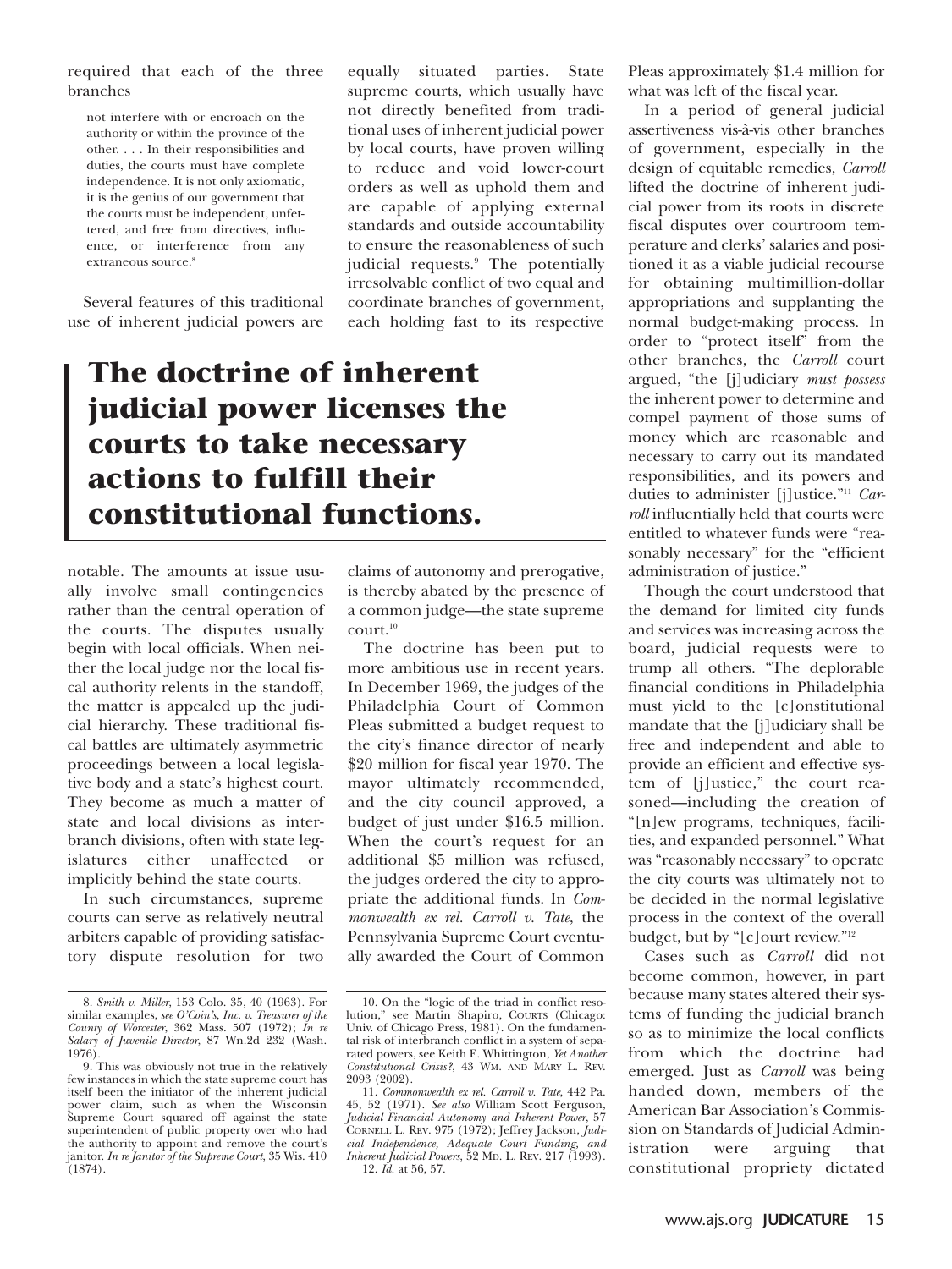required that each of the three branches

> not interfere with or encroach on the authority or within the province of the other. . . . In their responsibilities and duties, the courts must have complete independence. It is not only axiomatic, it is the genius of our government that the courts must be independent, unfettered, and free from directives, influence, or interference from any extraneous source.[8]

Several features of this traditional use of inherent judicial powers are notable. The amounts at issue usually involve small contingencies rather than the central operation of the courts. The disputes usually begin with local officials. When neither the local judge nor the local fiscal authority relents in the standoff, the matter is appealed up the judicial hierarchy. These traditional fiscal battles are ultimately asymmetric proceedings between a local legislative body and a state's highest court. They become as much a matter of state and local divisions as inter-branch divisions, often with state legislatures either unaffected or implicitly behind the state courts.

In such circumstances, supreme courts can serve as relatively neutral arbiters capable of providing satisfactory dispute resolution for two equally situated parties. State supreme courts, which usually have not directly benefited from traditional uses of inherent judicial power by local courts, have proven willing to reduce and void lower-court orders as well as uphold them and are capable of applying external standards and outside accountability to ensure the reasonableness of such judicial requests.[9] The potentially irresolvable conflict of two equal and coordinate branches of government, each holding fast to its respective claims of autonomy and prerogative, is thereby abated by the presence of a common judge—the state supreme court.[10]

**The doctrine of inherent judicial power licenses the courts to take necessary actions to fulfill their constitutional functions.**

The doctrine has been put to more ambitious use in recent years. In December 1969, the judges of the Philadelphia Court of Common Pleas submitted a budget request to the city's finance director of nearly $20 million for fiscal year 1970. The mayor ultimately recommended, and the city council approved, a budget of just under $16.5 million. When the court's request for an additional $5 million was refused, the judges ordered the city to appropriate the additional funds. In *Commonwealth ex rel. Carroll v. Tate*, the Pennsylvania Supreme Court eventually awarded the Court of Common Pleas approximately $1.4 million for what was left of the fiscal year.

In a period of general judicial assertiveness vis-à-vis other branches of government, especially in the design of equitable remedies, *Carroll* lifted the doctrine of inherent judicial power from its roots in discrete fiscal disputes over courtroom temperature and clerks' salaries and positioned it as a viable judicial recourse for obtaining multimillion-dollar appropriations and supplanting the normal budget-making process. In order to "protect itself" from the other branches, the *Carroll* court argued, "the [j]udiciary *must possess* the inherent power to determine and compel payment of those sums of money which are reasonable and necessary to carry out its mandated responsibilities, and its powers and duties to administer [j]ustice."[11] *Carroll* influentially held that courts were entitled to whatever funds were "reasonably necessary" for the "efficient administration of justice."

Though the court understood that the demand for limited city funds and services was increasing across the board, judicial requests were to trump all others. "The deplorable financial conditions in Philadelphia must yield to the [c]onstitutional mandate that the [j]udiciary shall be free and independent and able to provide an efficient and effective system of [j]ustice," the court reasoned—including the creation of "[n]ew programs, techniques, facilities, and expanded personnel." What was "reasonably necessary" to operate the city courts was ultimately not to be decided in the normal legislative process in the context of the overall budget, but by "[c]ourt review."[12]

Cases such as *Carroll* did not become common, however, in part because many states altered their systems of funding the judicial branch so as to minimize the local conflicts from which the doctrine had emerged. Just as *Carroll* was being handed down, members of the American Bar Association's Commission on Standards of Judicial Administration were arguing that constitutional propriety dictated

---

8. *Smith v. Miller*, 153 Colo. 35, 40 (1963). For similar examples, *see O'Coin's, Inc. v. Treasurer of the County of Worcester*, 362 Mass. 507 (1972); *In re Salary of Juvenile Director*, 87 Wn.2d 232 (Wash. 1976).

9. This was obviously not true in the relatively few instances in which the state supreme court has itself been the initiator of the inherent judicial power claim, such as when the Wisconsin Supreme Court squared off against the state superintendent of public property over who had the authority to appoint and remove the court's janitor. *In re Janitor of the Supreme Court*, 35 Wis. 410 (1874).

10. On the "logic of the triad in conflict resolution," see Martin Shapiro, COURTS (Chicago: Univ. of Chicago Press, 1981). On the fundamental risk of interbranch conflict in a system of separated powers, see Keith E. Whittington, *Yet Another Constitutional Crisis?*, 43 WM. AND MARY L. REV. 2093 (2002).

11. *Commonwealth ex rel. Carroll v. Tate*, 442 Pa. 45, 52 (1971). *See also* William Scott Ferguson, *Judicial Financial Autonomy and Inherent Power*, 57 CORNELL L. REV. 975 (1972); Jeffrey Jackson, *Judicial Independence, Adequate Court Funding, and Inherent Judicial Powers*, 52 MD. L. REV. 217 (1993).

12. *Id.* at 56, 57.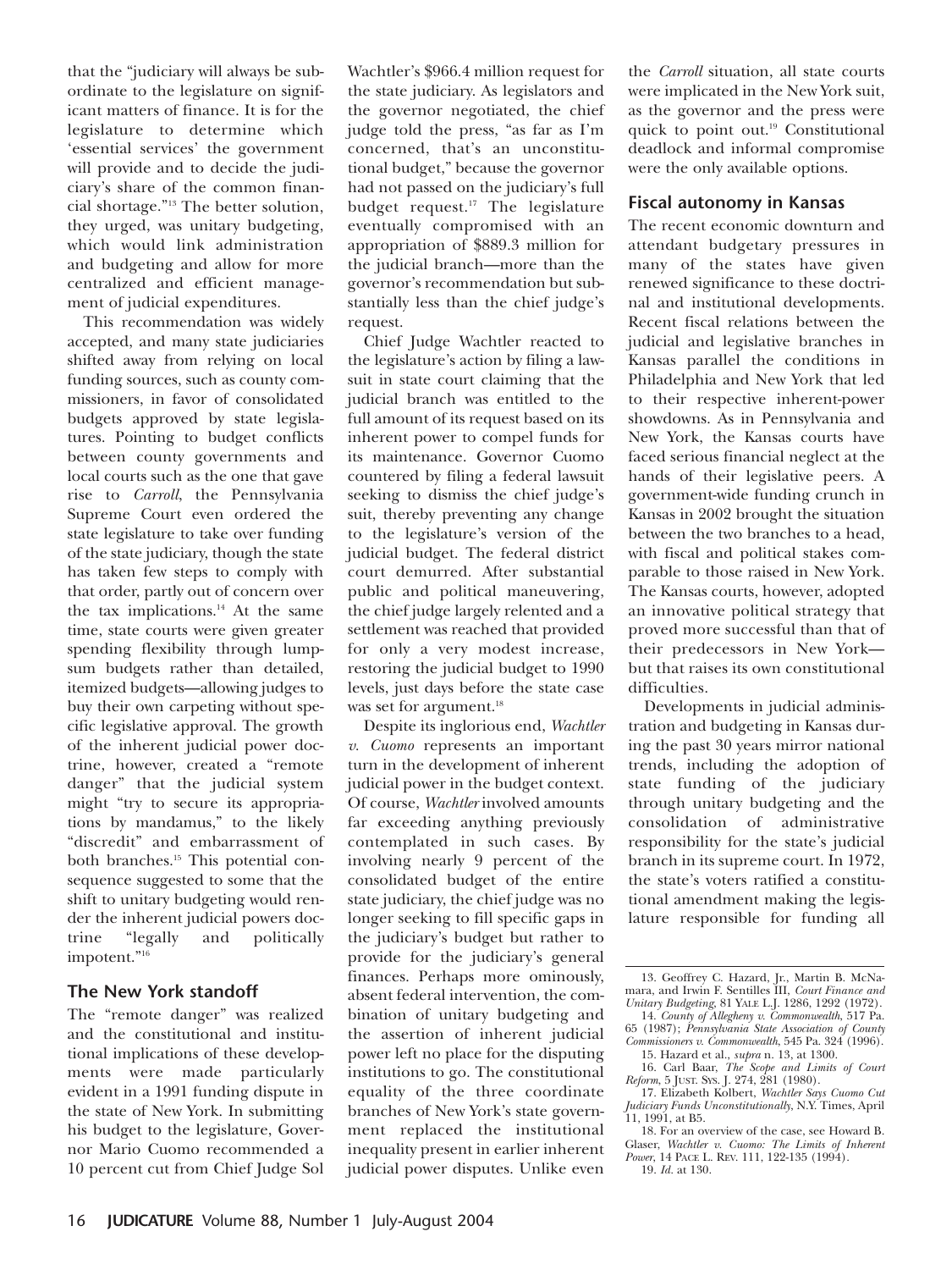that the "judiciary will always be subordinate to the legislature on significant matters of finance. It is for the legislature to determine which 'essential services' the government will provide and to decide the judiciary's share of the common financial shortage."[13] The better solution, they urged, was unitary budgeting, which would link administration and budgeting and allow for more centralized and efficient management of judicial expenditures.

This recommendation was widely accepted, and many state judiciaries shifted away from relying on local funding sources, such as county commissioners, in favor of consolidated budgets approved by state legislatures. Pointing to budget conflicts between county governments and local courts such as the one that gave rise to *Carroll*, the Pennsylvania Supreme Court even ordered the state legislature to take over funding of the state judiciary, though the state has taken few steps to comply with that order, partly out of concern over the tax implications.[14] At the same time, state courts were given greater spending flexibility through lump-sum budgets rather than detailed, itemized budgets—allowing judges to buy their own carpeting without specific legislative approval. The growth of the inherent judicial power doctrine, however, created a "remote danger" that the judicial system might "try to secure its appropriations by mandamus," to the likely "discredit" and embarrassment of both branches.[15] This potential consequence suggested to some that the shift to unitary budgeting would render the inherent judicial powers doctrine "legally and politically impotent."[16]

## The New York standoff

The "remote danger" was realized and the constitutional and institutional implications of these developments were made particularly evident in a 1991 funding dispute in the state of New York. In submitting his budget to the legislature, Governor Mario Cuomo recommended a 10 percent cut from Chief Judge Sol Wachtler's $966.4 million request for the state judiciary. As legislators and the governor negotiated, the chief judge told the press, "as far as I'm concerned, that's an unconstitutional budget," because the governor had not passed on the judiciary's full budget request.[17] The legislature eventually compromised with an appropriation of $889.3 million for the judicial branch—more than the governor's recommendation but substantially less than the chief judge's request.

Chief Judge Wachtler reacted to the legislature's action by filing a lawsuit in state court claiming that the judicial branch was entitled to the full amount of its request based on its inherent power to compel funds for its maintenance. Governor Cuomo countered by filing a federal lawsuit seeking to dismiss the chief judge's suit, thereby preventing any change to the legislature's version of the judicial budget. The federal district court demurred. After substantial public and political maneuvering, the chief judge largely relented and a settlement was reached that provided for only a very modest increase, restoring the judicial budget to 1990 levels, just days before the state case was set for argument.[18]

Despite its inglorious end, *Wachtler v. Cuomo* represents an important turn in the development of inherent judicial power in the budget context. Of course, *Wachtler* involved amounts far exceeding anything previously contemplated in such cases. By involving nearly 9 percent of the consolidated budget of the entire state judiciary, the chief judge was no longer seeking to fill specific gaps in the judiciary's budget but rather to provide for the judiciary's general finances. Perhaps more ominously, absent federal intervention, the combination of unitary budgeting and the assertion of inherent judicial power left no place for the disputing institutions to go. The constitutional equality of the three coordinate branches of New York's state government replaced the institutional inequality present in earlier inherent judicial power disputes. Unlike even the *Carroll* situation, all state courts were implicated in the New York suit, as the governor and the press were quick to point out.[19] Constitutional deadlock and informal compromise were the only available options.

## Fiscal autonomy in Kansas

The recent economic downturn and attendant budgetary pressures in many of the states have given renewed significance to these doctrinal and institutional developments. Recent fiscal relations between the judicial and legislative branches in Kansas parallel the conditions in Philadelphia and New York that led to their respective inherent-power showdowns. As in Pennsylvania and New York, the Kansas courts have faced serious financial neglect at the hands of their legislative peers. A government-wide funding crunch in Kansas in 2002 brought the situation between the two branches to a head, with fiscal and political stakes comparable to those raised in New York. The Kansas courts, however, adopted an innovative political strategy that proved more successful than that of their predecessors in New York—but that raises its own constitutional difficulties.

Developments in judicial administration and budgeting in Kansas during the past 30 years mirror national trends, including the adoption of state funding of the judiciary through unitary budgeting and the consolidation of administrative responsibility for the state's judicial branch in its supreme court. In 1972, the state's voters ratified a constitutional amendment making the legislature responsible for funding all

---

13. Geoffrey C. Hazard, Jr., Martin B. McNamara, and Irwin F. Sentilles III, *Court Finance and Unitary Budgeting*, 81 YALE L.J. 1286, 1292 (1972).

14. *County of Allegheny v. Commonwealth*, 517 Pa. 65 (1987); *Pennsylvania State Association of County Commissioners v. Commonwealth*, 545 Pa. 324 (1996).

15. Hazard et al., *supra* n. 13, at 1300.

16. Carl Baar, *The Scope and Limits of Court Reform*, 5 JUST. SYS. J. 274, 281 (1980).

17. Elizabeth Kolbert, *Wachtler Says Cuomo Cut Judiciary Funds Unconstitutionally*, N.Y. Times, April 11, 1991, at B5.

18. For an overview of the case, see Howard B. Glaser, *Wachtler v. Cuomo: The Limits of Inherent Power*, 14 PACE L. REV. 111, 122-135 (1994).

19. *Id*. at 130.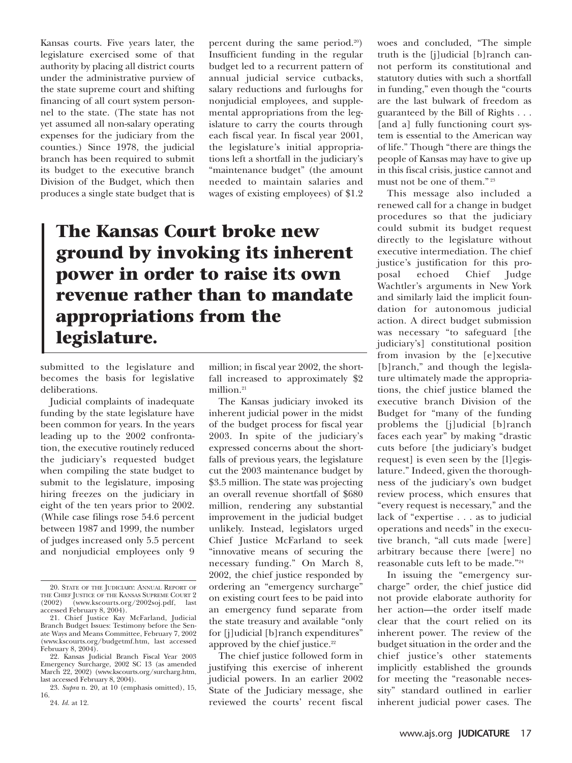Kansas courts. Five years later, the legislature exercised some of that authority by placing all district courts under the administrative purview of the state supreme court and shifting financing of all court system personnel to the state. (The state has not yet assumed all non-salary operating expenses for the judiciary from the counties.) Since 1978, the judicial branch has been required to submit its budget to the executive branch Division of the Budget, which then produces a single state budget that is submitted to the legislature and becomes the basis for legislative deliberations.

Judicial complaints of inadequate funding by the state legislature have been common for years. In the years leading up to the 2002 confrontation, the executive routinely reduced the judiciary's requested budget when compiling the state budget to submit to the legislature, imposing hiring freezes on the judiciary in eight of the ten years prior to 2002. (While case filings rose 54.6 percent between 1987 and 1999, the number of judges increased only 5.5 percent and nonjudicial employees only 9 percent during the same period.[20]) Insufficient funding in the regular budget led to a recurrent pattern of annual judicial service cutbacks, salary reductions and furloughs for nonjudicial employees, and supplemental appropriations from the legislature to carry the courts through each fiscal year. In fiscal year 2001, the legislature's initial appropriations left a shortfall in the judiciary's "maintenance budget" (the amount needed to maintain salaries and wages of existing employees) of $1.2 million; in fiscal year 2002, the shortfall increased to approximately $2 million.[21]

**The Kansas Court broke new ground by invoking its inherent power in order to raise its own revenue rather than to mandate appropriations from the legislature.**

The Kansas judiciary invoked its inherent judicial power in the midst of the budget process for fiscal year 2003. In spite of the judiciary's expressed concerns about the shortfalls of previous years, the legislature cut the 2003 maintenance budget by $3.5 million. The state was projecting an overall revenue shortfall of $680 million, rendering any substantial improvement in the judicial budget unlikely. Instead, legislators urged Chief Justice McFarland to seek "innovative means of securing the necessary funding." On March 8, 2002, the chief justice responded by ordering an "emergency surcharge" on existing court fees to be paid into an emergency fund separate from the state treasury and available "only for [j]udicial [b]ranch expenditures" approved by the chief justice.[22]

The chief justice followed form in justifying this exercise of inherent judicial powers. In an earlier 2002 State of the Judiciary message, she reviewed the courts' recent fiscal woes and concluded, "The simple truth is the [j]udicial [b]ranch cannot perform its constitutional and statutory duties with such a shortfall in funding," even though the "courts are the last bulwark of freedom as guaranteed by the Bill of Rights . . . [and a] fully functioning court system is essential to the American way of life." Though "there are things the people of Kansas may have to give up in this fiscal crisis, justice cannot and must not be one of them."[23]

This message also included a renewed call for a change in budget procedures so that the judiciary could submit its budget request directly to the legislature without executive intermediation. The chief justice's justification for this proposal echoed Chief Judge Wachtler's arguments in New York and similarly laid the implicit foundation for autonomous judicial action. A direct budget submission was necessary "to safeguard [the judiciary's] constitutional position from invasion by the [e]xecutive [b]ranch," and though the legislature ultimately made the appropriations, the chief justice blamed the executive branch Division of the Budget for "many of the funding problems the [j]udicial [b]ranch faces each year" by making "drastic cuts before [the judiciary's budget request] is even seen by the [l]egislature." Indeed, given the thoroughness of the judiciary's own budget review process, which ensures that "every request is necessary," and the lack of "expertise . . . as to judicial operations and needs" in the executive branch, "all cuts made [were] arbitrary because there [were] no reasonable cuts left to be made."[24]

In issuing the "emergency surcharge" order, the chief justice did not provide elaborate authority for her action—the order itself made clear that the court relied on its inherent power. The review of the budget situation in the order and the chief justice's other statements implicitly established the grounds for meeting the "reasonable necessity" standard outlined in earlier inherent judicial power cases. The

---

20. State of the Judiciary: Annual Report of the Chief Justice of the Kansas Supreme Court 2 (2002) (www.kscourts.org/2002soj.pdf, last accessed February 8, 2004).

21. Chief Justice Kay McFarland, Judicial Branch Budget Issues: Testimony before the Senate Ways and Means Committee, February 7, 2002 (www.kscourts.org/budgetmf.htm, last accessed February 8, 2004).

22. Kansas Judicial Branch Fiscal Year 2003 Emergency Surcharge, 2002 SC 13 (as amended March 22, 2002) (www.kscourts.org/surcharg.htm, last accessed February 8, 2004).

23. *Supra* n. 20, at 10 (emphasis omitted), 15, 16.

24. *Id.* at 12.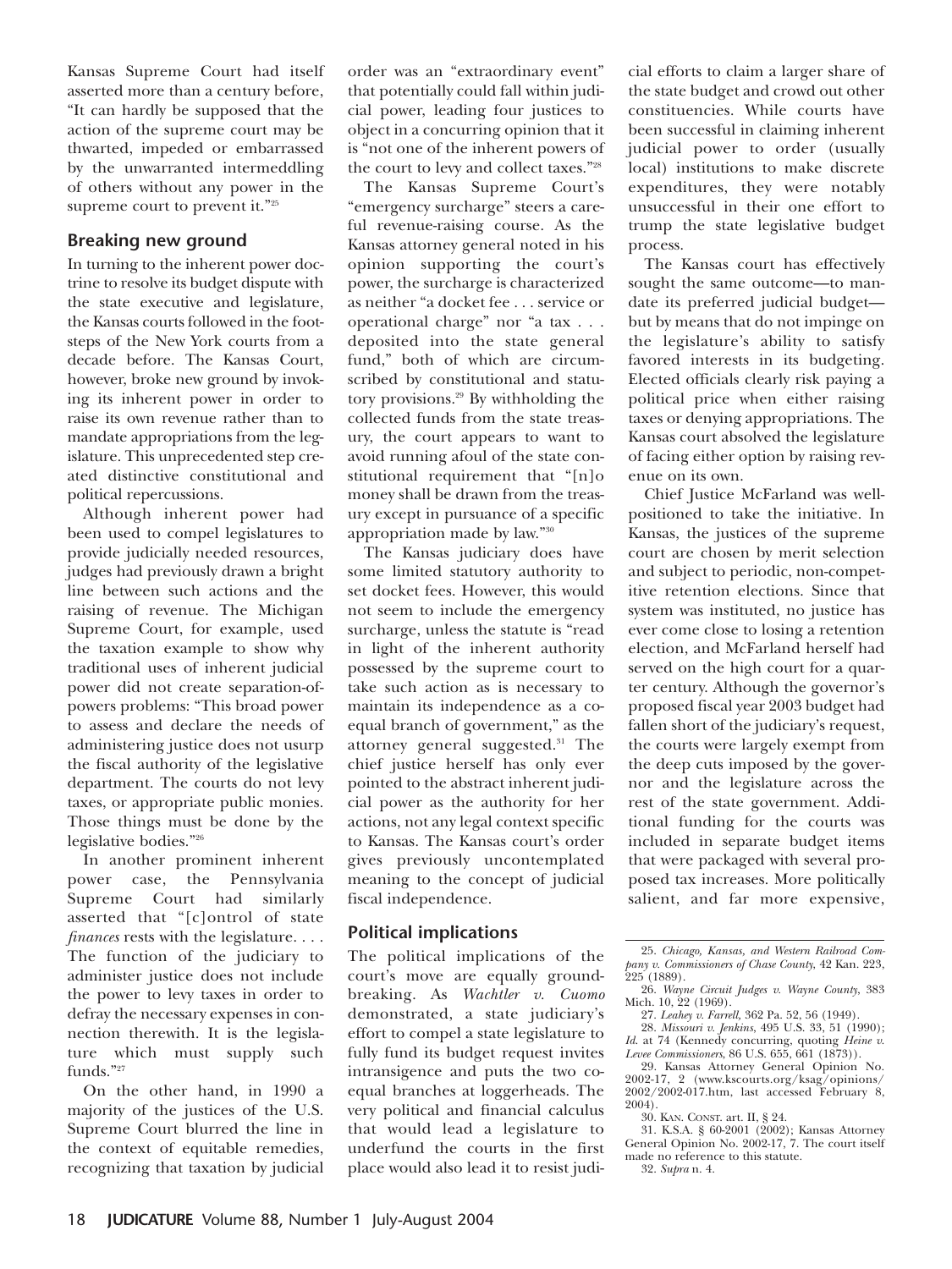Kansas Supreme Court had itself asserted more than a century before, "It can hardly be supposed that the action of the supreme court may be thwarted, impeded or embarrassed by the unwarranted intermeddling of others without any power in the supreme court to prevent it."[25]

## Breaking new ground

In turning to the inherent power doctrine to resolve its budget dispute with the state executive and legislature, the Kansas courts followed in the footsteps of the New York courts from a decade before. The Kansas Court, however, broke new ground by invoking its inherent power in order to raise its own revenue rather than to mandate appropriations from the legislature. This unprecedented step created distinctive constitutional and political repercussions.

Although inherent power had been used to compel legislatures to provide judicially needed resources, judges had previously drawn a bright line between such actions and the raising of revenue. The Michigan Supreme Court, for example, used the taxation example to show why traditional uses of inherent judicial power did not create separation-of-powers problems: "This broad power to assess and declare the needs of administering justice does not usurp the fiscal authority of the legislative department. The courts do not levy taxes, or appropriate public monies. Those things must be done by the legislative bodies."[26]

In another prominent inherent power case, the Pennsylvania Supreme Court had similarly asserted that "[c]ontrol of state *finances* rests with the legislature. . . . The function of the judiciary to administer justice does not include the power to levy taxes in order to defray the necessary expenses in connection therewith. It is the legislature which must supply such funds."[27]

On the other hand, in 1990 a majority of the justices of the U.S. Supreme Court blurred the line in the context of equitable remedies, recognizing that taxation by judicial order was an "extraordinary event" that potentially could fall within judicial power, leading four justices to object in a concurring opinion that it is "not one of the inherent powers of the court to levy and collect taxes."[28]

The Kansas Supreme Court's "emergency surcharge" steers a careful revenue-raising course. As the Kansas attorney general noted in his opinion supporting the court's power, the surcharge is characterized as neither "a docket fee . . . service or operational charge" nor "a tax . . . deposited into the state general fund," both of which are circumscribed by constitutional and statutory provisions.[29] By withholding the collected funds from the state treasury, the court appears to want to avoid running afoul of the state constitutional requirement that "[n]o money shall be drawn from the treasury except in pursuance of a specific appropriation made by law."[30]

The Kansas judiciary does have some limited statutory authority to set docket fees. However, this would not seem to include the emergency surcharge, unless the statute is "read in light of the inherent authority possessed by the supreme court to take such action as is necessary to maintain its independence as a co-equal branch of government," as the attorney general suggested.[31] The chief justice herself has only ever pointed to the abstract inherent judicial power as the authority for her actions, not any legal context specific to Kansas. The Kansas court's order gives previously uncontemplated meaning to the concept of judicial fiscal independence.

## Political implications

The political implications of the court's move are equally groundbreaking. As *Wachtler v. Cuomo* demonstrated, a state judiciary's effort to compel a state legislature to fully fund its budget request invites intransigence and puts the two co-equal branches at loggerheads. The very political and financial calculus that would lead a legislature to underfund the courts in the first place would also lead it to resist judicial efforts to claim a larger share of the state budget and crowd out other constituencies. While courts have been successful in claiming inherent judicial power to order (usually local) institutions to make discrete expenditures, they were notably unsuccessful in their one effort to trump the state legislative budget process.

The Kansas court has effectively sought the same outcome—to mandate its preferred judicial budget—but by means that do not impinge on the legislature's ability to satisfy favored interests in its budgeting. Elected officials clearly risk paying a political price when either raising taxes or denying appropriations. The Kansas court absolved the legislature of facing either option by raising revenue on its own.

Chief Justice McFarland was well-positioned to take the initiative. In Kansas, the justices of the supreme court are chosen by merit selection and subject to periodic, non-competitive retention elections. Since that system was instituted, no justice has ever come close to losing a retention election, and McFarland herself had served on the high court for a quarter century. Although the governor's proposed fiscal year 2003 budget had fallen short of the judiciary's request, the courts were largely exempt from the deep cuts imposed by the governor and the legislature across the rest of the state government. Additional funding for the courts was included in separate budget items that were packaged with several proposed tax increases. More politically salient, and far more expensive,

---

25. *Chicago, Kansas, and Western Railroad Company v. Commissioners of Chase County*, 42 Kan. 223, 225 (1889).

26. *Wayne Circuit Judges v. Wayne County*, 383 Mich. 10, 22 (1969).

27. *Leahey v. Farrell*, 362 Pa. 52, 56 (1949).

28. *Missouri v. Jenkins*, 495 U.S. 33, 51 (1990); *Id.* at 74 (Kennedy concurring, quoting *Heine v. Levee Commissioners*, 86 U.S. 655, 661 (1873)).

29. Kansas Attorney General Opinion No. 2002-17, 2 (www.kscourts.org/ksag/opinions/2002/2002-017.htm, last accessed February 8, 2004).

30. KAN. CONST. art. II, § 24.

31. K.S.A. § 60-2001 (2002); Kansas Attorney General Opinion No. 2002-17, 7. The court itself made no reference to this statute.

32. *Supra* n. 4.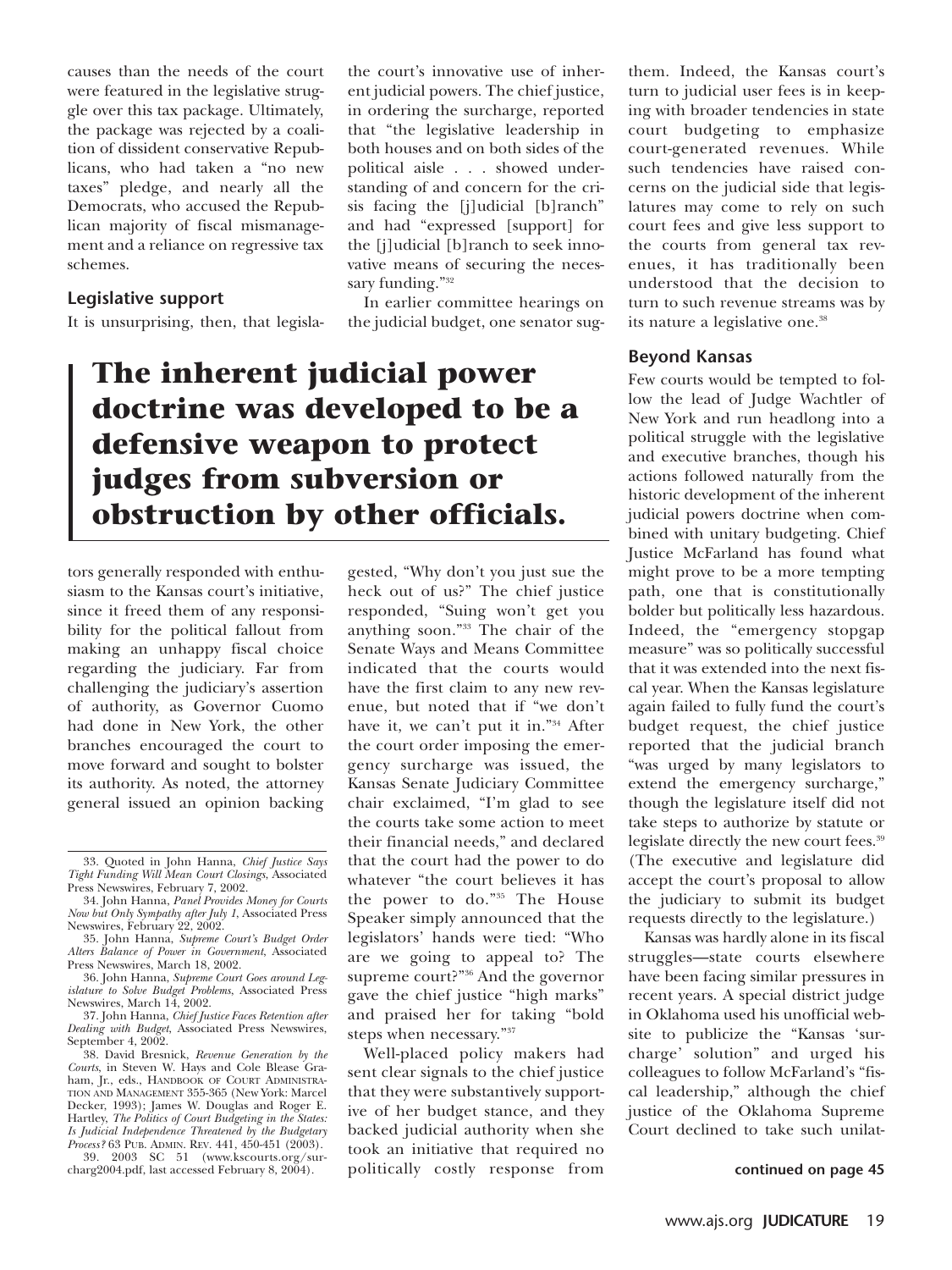causes than the needs of the court were featured in the legislative struggle over this tax package. Ultimately, the package was rejected by a coalition of dissident conservative Republicans, who had taken a "no new taxes" pledge, and nearly all the Democrats, who accused the Republican majority of fiscal mismanagement and a reliance on regressive tax schemes.

### Legislative support

It is unsurprising, then, that legislators generally responded with enthusiasm to the Kansas court's initiative, since it freed them of any responsibility for the political fallout from making an unhappy fiscal choice regarding the judiciary. Far from challenging the judiciary's assertion of authority, as Governor Cuomo had done in New York, the other branches encouraged the court to move forward and sought to bolster its authority. As noted, the attorney general issued an opinion backing the court's innovative use of inherent judicial powers. The chief justice, in ordering the surcharge, reported that "the legislative leadership in both houses and on both sides of the political aisle . . . showed understanding of and concern for the crisis facing the [j]udicial [b]ranch" and had "expressed [support] for the [j]udicial [b]ranch to seek innovative means of securing the necessary funding."[32]

In earlier committee hearings on the judicial budget, one senator suggested, "Why don't you just sue the heck out of us?" The chief justice responded, "Suing won't get you anything soon."[33] The chair of the Senate Ways and Means Committee indicated that the courts would have the first claim to any new revenue, but noted that if "we don't have it, we can't put it in."[34] After the court order imposing the emergency surcharge was issued, the Kansas Senate Judiciary Committee chair exclaimed, "I'm glad to see the courts take some action to meet their financial needs," and declared that the court had the power to do whatever "the court believes it has the power to do."[35] The House Speaker simply announced that the legislators' hands were tied: "Who are we going to appeal to? The supreme court?"[36] And the governor gave the chief justice "high marks" and praised her for taking "bold steps when necessary."[37]

**The inherent judicial power doctrine was developed to be a defensive weapon to protect judges from subversion or obstruction by other officials.**

Well-placed policy makers had sent clear signals to the chief justice that they were substantively supportive of her budget stance, and they backed judicial authority when she took an initiative that required no politically costly response from them. Indeed, the Kansas court's turn to judicial user fees is in keeping with broader tendencies in state court budgeting to emphasize court-generated revenues. While such tendencies have raised concerns on the judicial side that legislatures may come to rely on such court fees and give less support to the courts from general tax revenues, it has traditionally been understood that the decision to turn to such revenue streams was by its nature a legislative one.[38]

### Beyond Kansas

Few courts would be tempted to follow the lead of Judge Wachtler of New York and run headlong into a political struggle with the legislative and executive branches, though his actions followed naturally from the historic development of the inherent judicial powers doctrine when combined with unitary budgeting. Chief Justice McFarland has found what might prove to be a more tempting path, one that is constitutionally bolder but politically less hazardous. Indeed, the "emergency stopgap measure" was so politically successful that it was extended into the next fiscal year. When the Kansas legislature again failed to fully fund the court's budget request, the chief justice reported that the judicial branch "was urged by many legislators to extend the emergency surcharge," though the legislature itself did not take steps to authorize by statute or legislate directly the new court fees.[39] (The executive and legislature did accept the court's proposal to allow the judiciary to submit its budget requests directly to the legislature.)

Kansas was hardly alone in its fiscal struggles—state courts elsewhere have been facing similar pressures in recent years. A special district judge in Oklahoma used his unofficial website to publicize the "Kansas 'surcharge' solution" and urged his colleagues to follow McFarland's "fiscal leadership," although the chief justice of the Oklahoma Supreme Court declined to take such unilat-

**continued on page 45**

---

33. Quoted in John Hanna, *Chief Justice Says Tight Funding Will Mean Court Closings*, Associated Press Newswires, February 7, 2002.

34. John Hanna, *Panel Provides Money for Courts Now but Only Sympathy after July 1*, Associated Press Newswires, February 22, 2002.

35. John Hanna, *Supreme Court's Budget Order Alters Balance of Power in Government*, Associated Press Newswires, March 18, 2002.

36. John Hanna, *Supreme Court Goes around Legislature to Solve Budget Problems*, Associated Press Newswires, March 14, 2002.

37. John Hanna, *Chief Justice Faces Retention after Dealing with Budget*, Associated Press Newswires, September 4, 2002.

38. David Bresnick, *Revenue Generation by the Courts*, in Steven W. Hays and Cole Blease Graham, Jr., eds., HANDBOOK OF COURT ADMINISTRATION AND MANAGEMENT 355-365 (New York: Marcel Decker, 1993); James W. Douglas and Roger E. Hartley, *The Politics of Court Budgeting in the States: Is Judicial Independence Threatened by the Budgetary Process?* 63 PUB. ADMIN. REV. 441, 450-451 (2003).

39. 2003 SC 51 (www.kscourts.org/surcharg2004.pdf, last accessed February 8, 2004).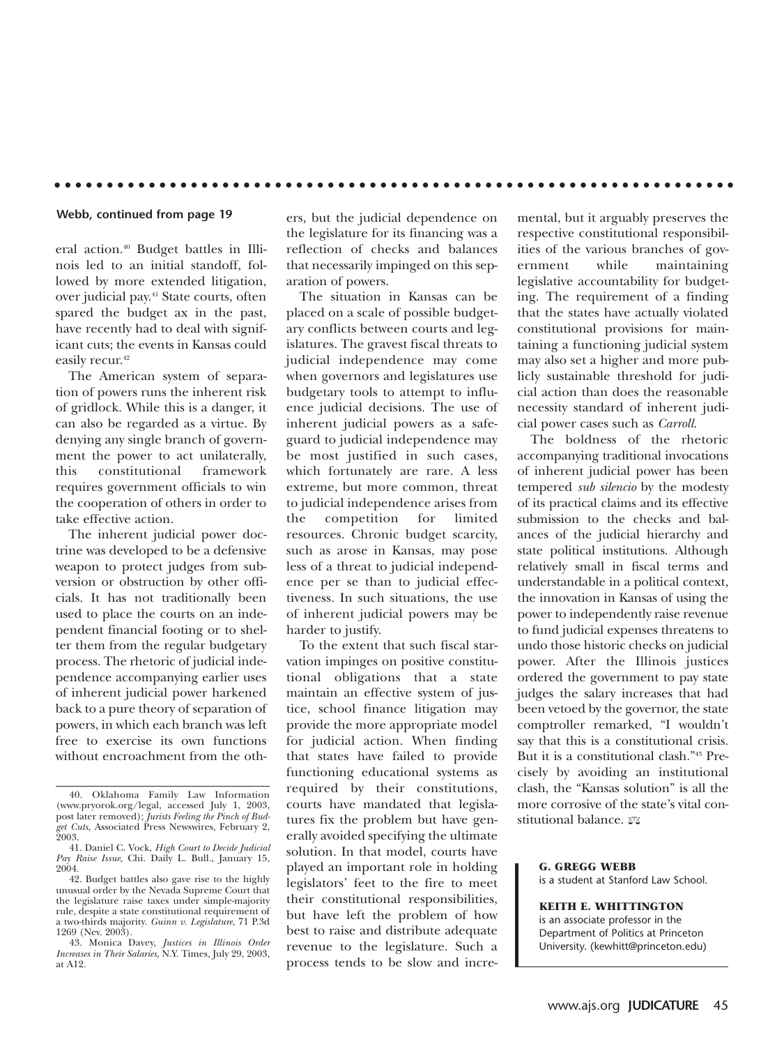**Webb, continued from page 19**

eral action.[40] Budget battles in Illinois led to an initial standoff, followed by more extended litigation, over judicial pay.[41] State courts, often spared the budget ax in the past, have recently had to deal with significant cuts; the events in Kansas could easily recur.[42]

The American system of separation of powers runs the inherent risk of gridlock. While this is a danger, it can also be regarded as a virtue. By denying any single branch of government the power to act unilaterally, this constitutional framework requires government officials to win the cooperation of others in order to take effective action.

The inherent judicial power doctrine was developed to be a defensive weapon to protect judges from subversion or obstruction by other officials. It has not traditionally been used to place the courts on an independent financial footing or to shelter them from the regular budgetary process. The rhetoric of judicial independence accompanying earlier uses of inherent judicial power harkened back to a pure theory of separation of powers, in which each branch was left free to exercise its own functions without encroachment from the others, but the judicial dependence on the legislature for its financing was a reflection of checks and balances that necessarily impinged on this separation of powers.

The situation in Kansas can be placed on a scale of possible budgetary conflicts between courts and legislatures. The gravest fiscal threats to judicial independence may come when governors and legislatures use budgetary tools to attempt to influence judicial decisions. The use of inherent judicial powers as a safeguard to judicial independence may be most justified in such cases, which fortunately are rare. A less extreme, but more common, threat to judicial independence arises from the competition for limited resources. Chronic budget scarcity, such as arose in Kansas, may pose less of a threat to judicial independence per se than to judicial effectiveness. In such situations, the use of inherent judicial powers may be harder to justify.

To the extent that such fiscal starvation impinges on positive constitutional obligations that a state maintain an effective system of justice, school finance litigation may provide the more appropriate model for judicial action. When finding that states have failed to provide functioning educational systems as required by their constitutions, courts have mandated that legislatures fix the problem but have generally avoided specifying the ultimate solution. In that model, courts have played an important role in holding legislators' feet to the fire to meet their constitutional responsibilities, but have left the problem of how best to raise and distribute adequate revenue to the legislature. Such a process tends to be slow and incremental, but it arguably preserves the respective constitutional responsibilities of the various branches of government while maintaining legislative accountability for budgeting. The requirement of a finding that the states have actually violated constitutional provisions for maintaining a functioning judicial system may also set a higher and more publicly sustainable threshold for judicial action than does the reasonable necessity standard of inherent judicial power cases such as *Carroll*.

The boldness of the rhetoric accompanying traditional invocations of inherent judicial power has been tempered *sub silencio* by the modesty of its practical claims and its effective submission to the checks and balances of the judicial hierarchy and state political institutions. Although relatively small in fiscal terms and understandable in a political context, the innovation in Kansas of using the power to independently raise revenue to fund judicial expenses threatens to undo those historic checks on judicial power. After the Illinois justices ordered the government to pay state judges the salary increases that had been vetoed by the governor, the state comptroller remarked, "I wouldn't say that this is a constitutional crisis. But it is a constitutional clash."[43] Precisely by avoiding an institutional clash, the "Kansas solution" is all the more corrosive of the state's vital constitutional balance.

**G. GREGG WEBB**
is a student at Stanford Law School.

**KEITH E. WHITTINGTON**
is an associate professor in the Department of Politics at Princeton University. (kewhitt@princeton.edu)

---

40. Oklahoma Family Law Information (www.pryorok.org/legal, accessed July 1, 2003, post later removed); *Jurists Feeling the Pinch of Budget Cuts*, Associated Press Newswires, February 2, 2003.

41. Daniel C. Vock, *High Court to Decide Judicial Pay Raise Issue*, Chi. Daily L. Bull., January 15, 2004.

42. Budget battles also gave rise to the highly unusual order by the Nevada Supreme Court that the legislature raise taxes under simple-majority rule, despite a state constitutional requirement of a two-thirds majority. *Guinn v. Legislature*, 71 P.3d 1269 (Nev. 2003).

43. Monica Davey, *Justices in Illinois Order Increases in Their Salaries*, N.Y. Times, July 29, 2003, at A12.